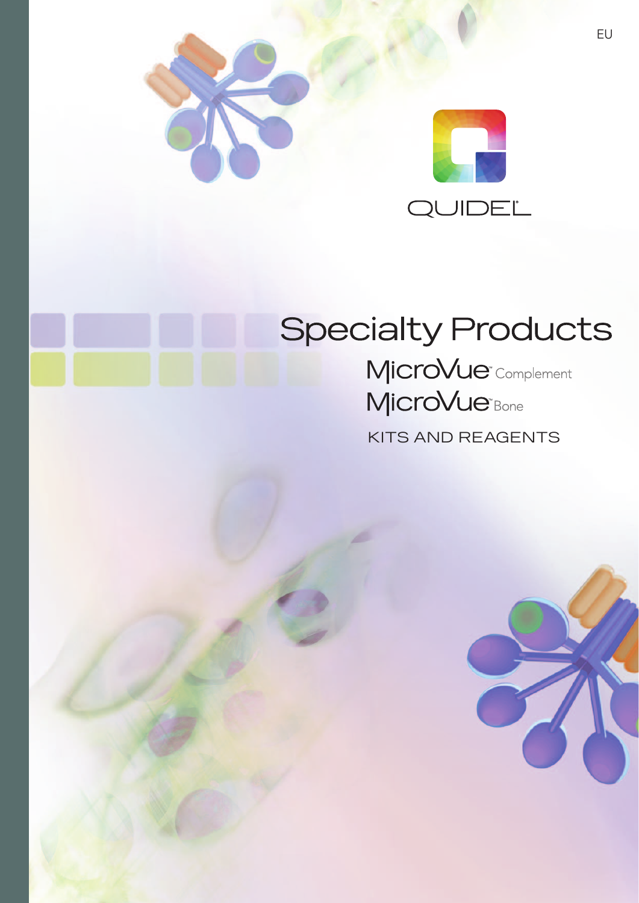EU

QUIDEL

# Specialty Products

MicroVue™ Complement

MicroVue™ Bone

KITS AND REAGENTS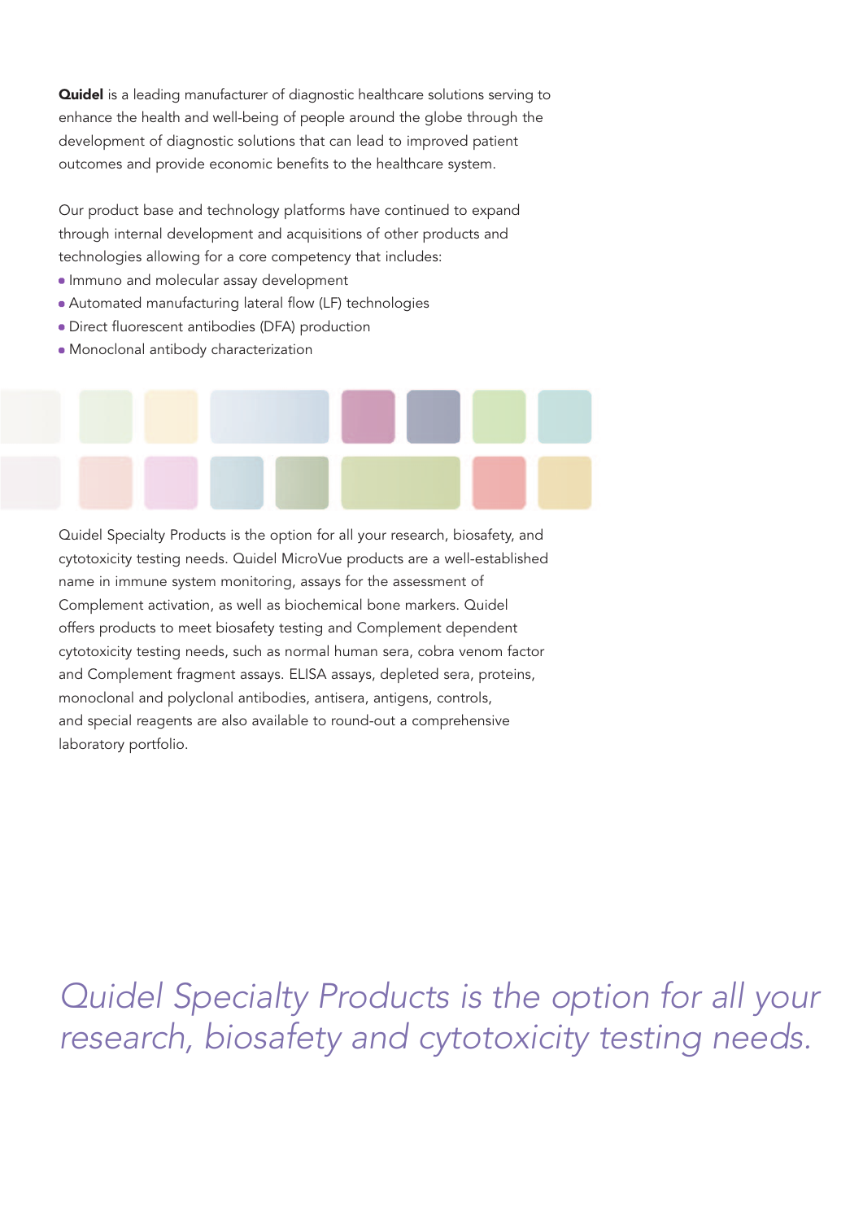**Quidel** is a leading manufacturer of diagnostic healthcare solutions serving to enhance the health and well-being of people around the globe through the development of diagnostic solutions that can lead to improved patient outcomes and provide economic benefits to the healthcare system.

Our product base and technology platforms have continued to expand through internal development and acquisitions of other products and technologies allowing for a core competency that includes:

- Immuno and molecular assay development
- Automated manufacturing lateral flow (LF) technologies
- Direct fluorescent antibodies (DFA) production
- Monoclonal antibody characterization

Quidel Specialty Products is the option for all your research, biosafety, and cytotoxicity testing needs. Quidel MicroVue products are a well-established name in immune system monitoring, assays for the assessment of Complement activation, as well as biochemical bone markers. Quidel offers products to meet biosafety testing and Complement dependent cytotoxicity testing needs, such as normal human sera, cobra venom factor and Complement fragment assays. ELISA assays, depleted sera, proteins, monoclonal and polyclonal antibodies, antisera, antigens, controls, and special reagents are also available to round-out a comprehensive laboratory portfolio.

*Quidel Specialty Products is the option for all your research, biosafety and cytotoxicity testing needs.*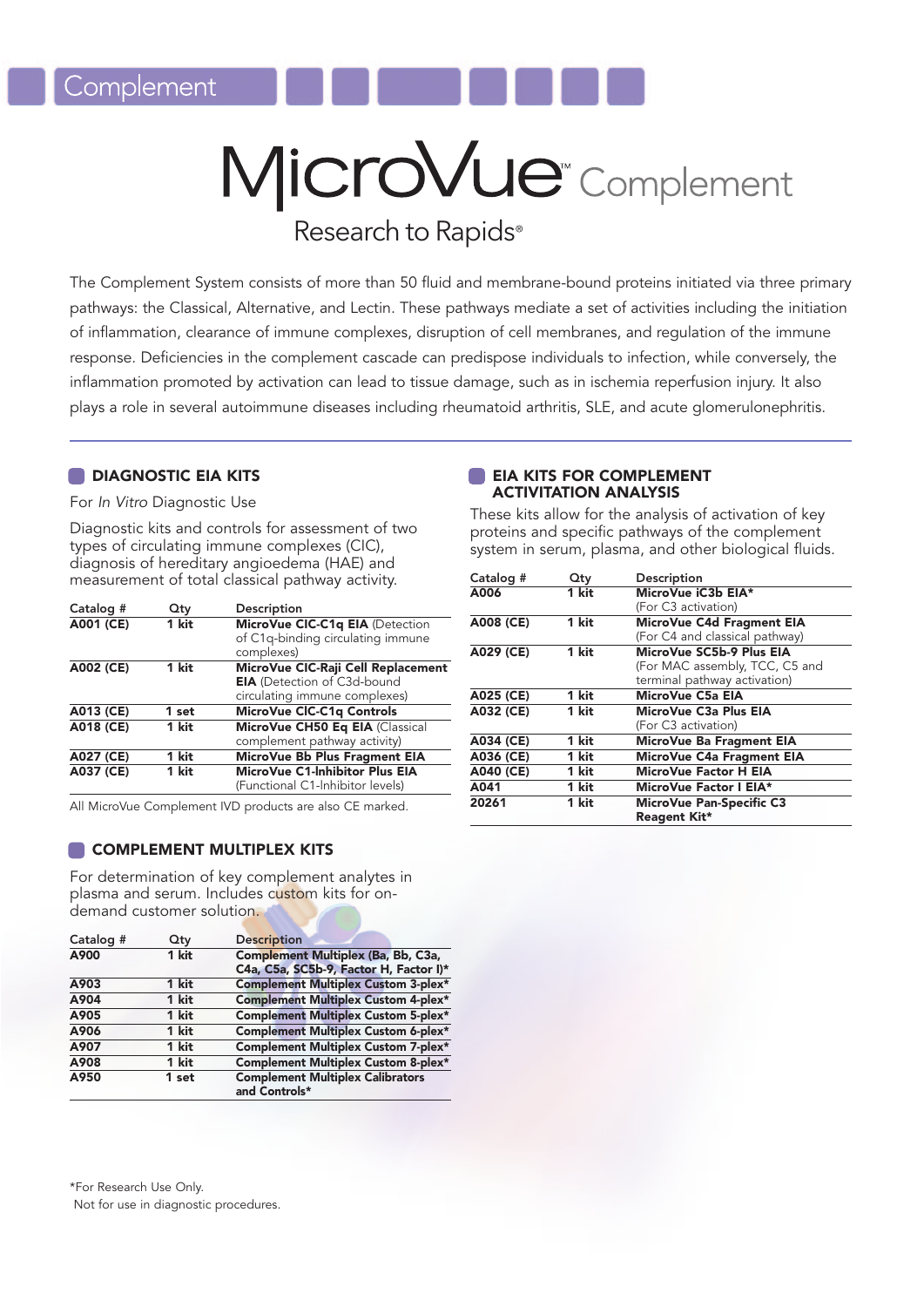Complement

# MicroVue™ Complement

Research to Rapids®

The Complement System consists of more than 50 fluid and membrane-bound proteins initiated via three primary pathways: the Classical, Alternative, and Lectin. These pathways mediate a set of activities including the initiation of inflammation, clearance of immune complexes, disruption of cell membranes, and regulation of the immune response. Deficiencies in the complement cascade can predispose individuals to infection, while conversely, the inflammation promoted by activation can lead to tissue damage, such as in ischemia reperfusion injury. It also plays a role in several autoimmune diseases including rheumatoid arthritis, SLE, and acute glomerulonephritis.

## DIAGNOSTIC EIA KITS

For *In Vitro* Diagnostic Use

Diagnostic kits and controls for assessment of two types of circulating immune complexes (CIC), diagnosis of hereditary angioedema (HAE) and measurement of total classical pathway activity.

| Catalog # | Qty | Description |
|---|---|---|
| **A001 (CE)** | **1 kit** | **MicroVue CIC-C1q EIA** (Detection of C1q-binding circulating immune complexes) |
| **A002 (CE)** | **1 kit** | **MicroVue CIC-Raji Cell Replacement EIA** (Detection of C3d-bound circulating immune complexes) |
| **A013 (CE)** | **1 set** | **MicroVue CIC-C1q Controls** |
| **A018 (CE)** | **1 kit** | **MicroVue CH50 Eq EIA** (Classical complement pathway activity) |
| **A027 (CE)** | **1 kit** | **MicroVue Bb Plus Fragment EIA** |
| **A037 (CE)** | **1 kit** | **MicroVue C1-Inhibitor Plus EIA** (Functional C1-Inhibitor levels) |

All MicroVue Complement IVD products are also CE marked.

## COMPLEMENT MULTIPLEX KITS

For determination of key complement analytes in plasma and serum. Includes custom kits for on-demand customer solution.

| Catalog # | Qty | Description |
|---|---|---|
| **A900** | **1 kit** | **Complement Multiplex (Ba, Bb, C3a, C4a, C5a, SC5b-9, Factor H, Factor I)*** |
| **A903** | **1 kit** | **Complement Multiplex Custom 3-plex*** |
| **A904** | **1 kit** | **Complement Multiplex Custom 4-plex*** |
| **A905** | **1 kit** | **Complement Multiplex Custom 5-plex*** |
| **A906** | **1 kit** | **Complement Multiplex Custom 6-plex*** |
| **A907** | **1 kit** | **Complement Multiplex Custom 7-plex*** |
| **A908** | **1 kit** | **Complement Multiplex Custom 8-plex*** |
| **A950** | **1 set** | **Complement Multiplex Calibrators and Controls*** |

## EIA KITS FOR COMPLEMENT ACTIVATION ANALYSIS

These kits allow for the analysis of activation of key proteins and specific pathways of the complement system in serum, plasma, and other biological fluids.

| Catalog # | Qty | Description |
|---|---|---|
| **A006** | **1 kit** | **MicroVue iC3b EIA*** (For C3 activation) |
| **A008 (CE)** | **1 kit** | **MicroVue C4d Fragment EIA** (For C4 and classical pathway) |
| **A029 (CE)** | **1 kit** | **MicroVue SC5b-9 Plus EIA** (For MAC assembly, TCC, C5 and terminal pathway activation) |
| **A025 (CE)** | **1 kit** | **MicroVue C5a EIA** |
| **A032 (CE)** | **1 kit** | **MicroVue C3a Plus EIA** (For C3 activation) |
| **A034 (CE)** | **1 kit** | **MicroVue Ba Fragment EIA** |
| **A036 (CE)** | **1 kit** | **MicroVue C4a Fragment EIA** |
| **A040 (CE)** | **1 kit** | **MicroVue Factor H EIA** |
| **A041** | **1 kit** | **MicroVue Factor I EIA*** |
| **20261** | **1 kit** | **MicroVue Pan-Specific C3 Reagent Kit*** |

*For Research Use Only.
Not for use in diagnostic procedures.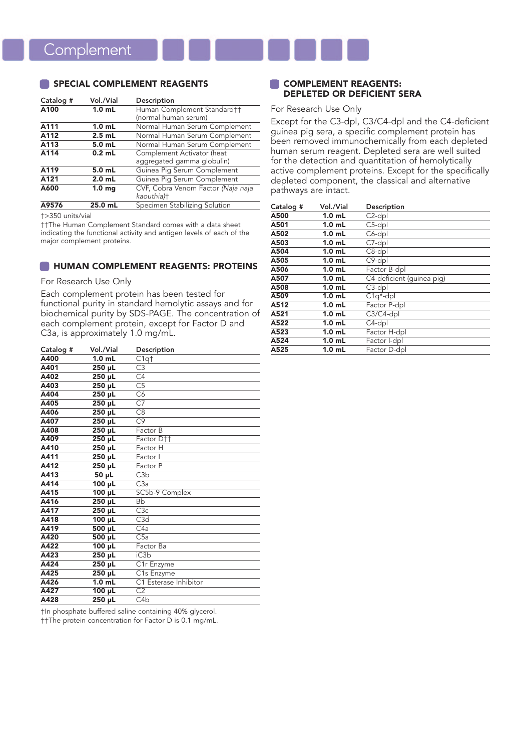# Complement

## SPECIAL COMPLEMENT REAGENTS

| Catalog # | Vol./Vial | Description |
|---|---|---|
| **A100** | **1.0 mL** | Human Complement Standard†† (normal human serum) |
| **A111** | **1.0 mL** | Normal Human Serum Complement |
| **A112** | **2.5 mL** | Normal Human Serum Complement |
| **A113** | **5.0 mL** | Normal Human Serum Complement |
| **A114** | **0.2 mL** | Complement Activator (heat aggregated gamma globulin) |
| **A119** | **5.0 mL** | Guinea Pig Serum Complement |
| **A121** | **2.0 mL** | Guinea Pig Serum Complement |
| **A600** | **1.0 mg** | CVF, Cobra Venom Factor *(Naja naja kaouthia)*† |
| **A9576** | **25.0 mL** | Specimen Stabilizing Solution |

†>350 units/vial

††The Human Complement Standard comes with a data sheet indicating the functional activity and antigen levels of each of the major complement proteins.

## HUMAN COMPLEMENT REAGENTS: PROTEINS

For Research Use Only

Each complement protein has been tested for functional purity in standard hemolytic assays and for biochemical purity by SDS-PAGE. The concentration of each complement protein, except for Factor D and C3a, is approximately 1.0 mg/mL.

| Catalog # | Vol./Vial | Description |
|---|---|---|
| **A400** | **1.0 mL** | C1q† |
| **A401** | **250 µL** | C3 |
| **A402** | **250 µL** | C4 |
| **A403** | **250 µL** | C5 |
| **A404** | **250 µL** | C6 |
| **A405** | **250 µL** | C7 |
| **A406** | **250 µL** | C8 |
| **A407** | **250 µL** | C9 |
| **A408** | **250 µL** | Factor B |
| **A409** | **250 µL** | Factor D†† |
| **A410** | **250 µL** | Factor H |
| **A411** | **250 µL** | Factor I |
| **A412** | **250 µL** | Factor P |
| **A413** | **50 µL** | C3b |
| **A414** | **100 µL** | C3a |
| **A415** | **100 µL** | SC5b-9 Complex |
| **A416** | **250 µL** | Bb |
| **A417** | **250 µL** | C3c |
| **A418** | **100 µL** | C3d |
| **A419** | **500 µL** | C4a |
| **A420** | **500 µL** | C5a |
| **A422** | **100 µL** | Factor Ba |
| **A423** | **250 µL** | iC3b |
| **A424** | **250 µL** | C1r Enzyme |
| **A425** | **250 µL** | C1s Enzyme |
| **A426** | **1.0 mL** | C1 Esterase Inhibitor |
| **A427** | **100 µL** | C2 |
| **A428** | **250 µL** | C4b |

†In phosphate buffered saline containing 40% glycerol.

††The protein concentration for Factor D is 0.1 mg/mL.

## COMPLEMENT REAGENTS: DEPLETED OR DEFICIENT SERA

For Research Use Only

Except for the C3-dpl, C3/C4-dpl and the C4-deficient guinea pig sera, a specific complement protein has been removed immunochemically from each depleted human serum reagent. Depleted sera are well suited for the detection and quantitation of hemolytically active complement proteins. Except for the specifically depleted component, the classical and alternative pathways are intact.

| Catalog # | Vol./Vial | Description |
|---|---|---|
| **A500** | **1.0 mL** | C2-dpl |
| **A501** | **1.0 mL** | C5-dpl |
| **A502** | **1.0 mL** | C6-dpl |
| **A503** | **1.0 mL** | C7-dpl |
| **A504** | **1.0 mL** | C8-dpl |
| **A505** | **1.0 mL** | C9-dpl |
| **A506** | **1.0 mL** | Factor B-dpl |
| **A507** | **1.0 mL** | C4-deficient (guinea pig) |
| **A508** | **1.0 mL** | C3-dpl |
| **A509** | **1.0 mL** | C1q*-dpl |
| **A512** | **1.0 mL** | Factor P-dpl |
| **A521** | **1.0 mL** | C3/C4-dpl |
| **A522** | **1.0 mL** | C4-dpl |
| **A523** | **1.0 mL** | Factor H-dpl |
| **A524** | **1.0 mL** | Factor I-dpl |
| **A525** | **1.0 mL** | Factor D-dpl |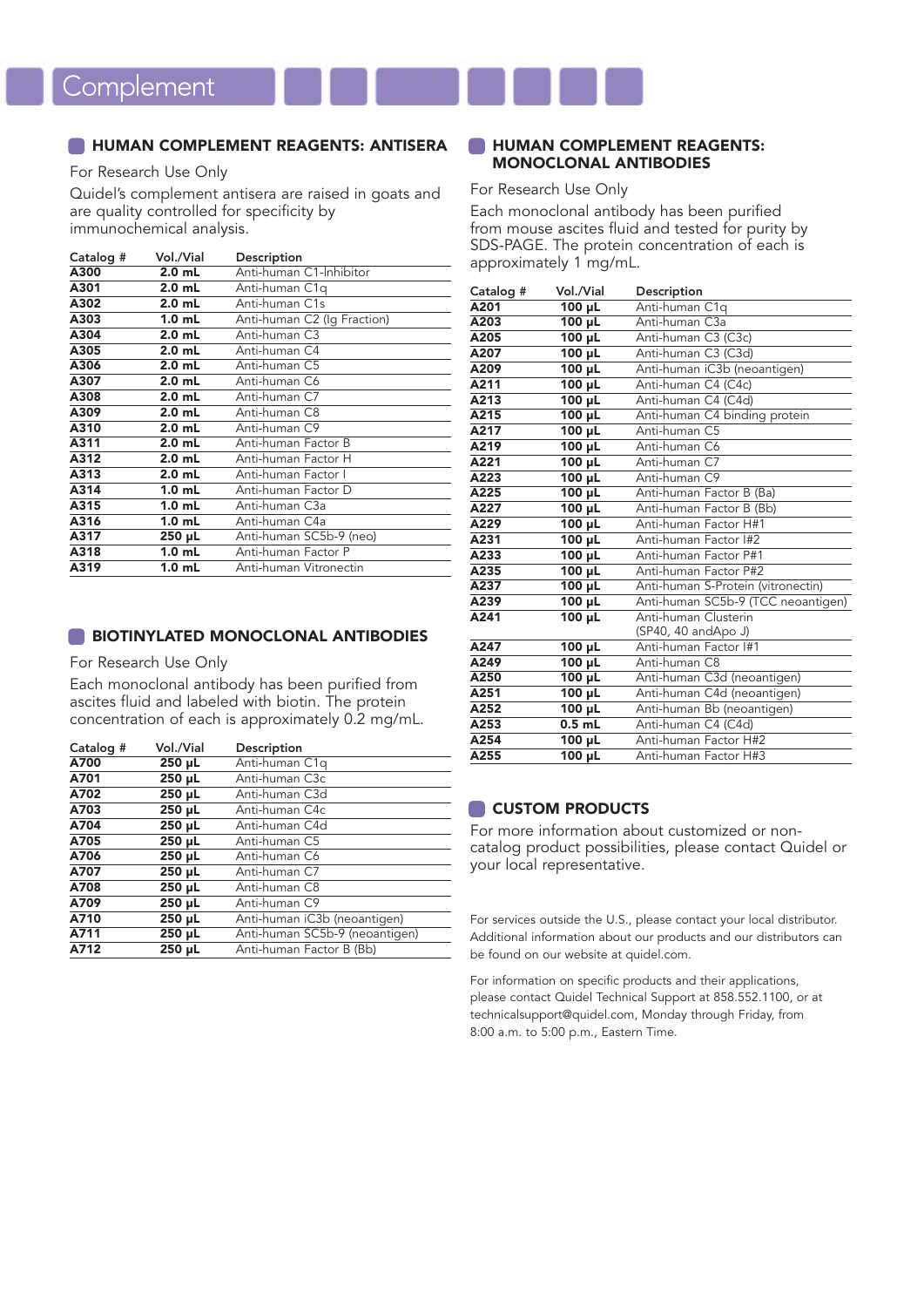# Complement

## HUMAN COMPLEMENT REAGENTS: ANTISERA

For Research Use Only

Quidel's complement antisera are raised in goats and are quality controlled for specificity by immunochemical analysis.

| Catalog # | Vol./Vial | Description |
|---|---|---|
| **A300** | **2.0 mL** | Anti-human C1-Inhibitor |
| **A301** | **2.0 mL** | Anti-human C1q |
| **A302** | **2.0 mL** | Anti-human C1s |
| **A303** | **1.0 mL** | Anti-human C2 (Ig Fraction) |
| **A304** | **2.0 mL** | Anti-human C3 |
| **A305** | **2.0 mL** | Anti-human C4 |
| **A306** | **2.0 mL** | Anti-human C5 |
| **A307** | **2.0 mL** | Anti-human C6 |
| **A308** | **2.0 mL** | Anti-human C7 |
| **A309** | **2.0 mL** | Anti-human C8 |
| **A310** | **2.0 mL** | Anti-human C9 |
| **A311** | **2.0 mL** | Anti-human Factor B |
| **A312** | **2.0 mL** | Anti-human Factor H |
| **A313** | **2.0 mL** | Anti-human Factor I |
| **A314** | **1.0 mL** | Anti-human Factor D |
| **A315** | **1.0 mL** | Anti-human C3a |
| **A316** | **1.0 mL** | Anti-human C4a |
| **A317** | **250 µL** | Anti-human SC5b-9 (neo) |
| **A318** | **1.0 mL** | Anti-human Factor P |
| **A319** | **1.0 mL** | Anti-human Vitronectin |

## BIOTINYLATED MONOCLONAL ANTIBODIES

For Research Use Only

Each monoclonal antibody has been purified from ascites fluid and labeled with biotin. The protein concentration of each is approximately 0.2 mg/mL.

| Catalog # | Vol./Vial | Description |
|---|---|---|
| **A700** | **250 µL** | Anti-human C1q |
| **A701** | **250 µL** | Anti-human C3c |
| **A702** | **250 µL** | Anti-human C3d |
| **A703** | **250 µL** | Anti-human C4c |
| **A704** | **250 µL** | Anti-human C4d |
| **A705** | **250 µL** | Anti-human C5 |
| **A706** | **250 µL** | Anti-human C6 |
| **A707** | **250 µL** | Anti-human C7 |
| **A708** | **250 µL** | Anti-human C8 |
| **A709** | **250 µL** | Anti-human C9 |
| **A710** | **250 µL** | Anti-human iC3b (neoantigen) |
| **A711** | **250 µL** | Anti-human SC5b-9 (neoantigen) |
| **A712** | **250 µL** | Anti-human Factor B (Bb) |

## HUMAN COMPLEMENT REAGENTS: MONOCLONAL ANTIBODIES

For Research Use Only

Each monoclonal antibody has been purified from mouse ascites fluid and tested for purity by SDS-PAGE. The protein concentration of each is approximately 1 mg/mL.

| Catalog # | Vol./Vial | Description |
|---|---|---|
| **A201** | **100 µL** | Anti-human C1q |
| **A203** | **100 µL** | Anti-human C3a |
| **A205** | **100 µL** | Anti-human C3 (C3c) |
| **A207** | **100 µL** | Anti-human C3 (C3d) |
| **A209** | **100 µL** | Anti-human iC3b (neoantigen) |
| **A211** | **100 µL** | Anti-human C4 (C4c) |
| **A213** | **100 µL** | Anti-human C4 (C4d) |
| **A215** | **100 µL** | Anti-human C4 binding protein |
| **A217** | **100 µL** | Anti-human C5 |
| **A219** | **100 µL** | Anti-human C6 |
| **A221** | **100 µL** | Anti-human C7 |
| **A223** | **100 µL** | Anti-human C9 |
| **A225** | **100 µL** | Anti-human Factor B (Ba) |
| **A227** | **100 µL** | Anti-human Factor B (Bb) |
| **A229** | **100 µL** | Anti-human Factor H#1 |
| **A231** | **100 µL** | Anti-human Factor I#2 |
| **A233** | **100 µL** | Anti-human Factor P#1 |
| **A235** | **100 µL** | Anti-human Factor P#2 |
| **A237** | **100 µL** | Anti-human S-Protein (vitronectin) |
| **A239** | **100 µL** | Anti-human SC5b-9 (TCC neoantigen) |
| **A241** | **100 µL** | Anti-human Clusterin (SP40, 40 andApo J) |
| **A247** | **100 µL** | Anti-human Factor I#1 |
| **A249** | **100 µL** | Anti-human C8 |
| **A250** | **100 µL** | Anti-human C3d (neoantigen) |
| **A251** | **100 µL** | Anti-human C4d (neoantigen) |
| **A252** | **100 µL** | Anti-human Bb (neoantigen) |
| **A253** | **0.5 mL** | Anti-human C4 (C4d) |
| **A254** | **100 µL** | Anti-human Factor H#2 |
| **A255** | **100 µL** | Anti-human Factor H#3 |

## CUSTOM PRODUCTS

For more information about customized or non-catalog product possibilities, please contact Quidel or your local representative.

For services outside the U.S., please contact your local distributor. Additional information about our products and our distributors can be found on our website at quidel.com.

For information on specific products and their applications, please contact Quidel Technical Support at 858.552.1100, or at technicalsupport@quidel.com, Monday through Friday, from 8:00 a.m. to 5:00 p.m., Eastern Time.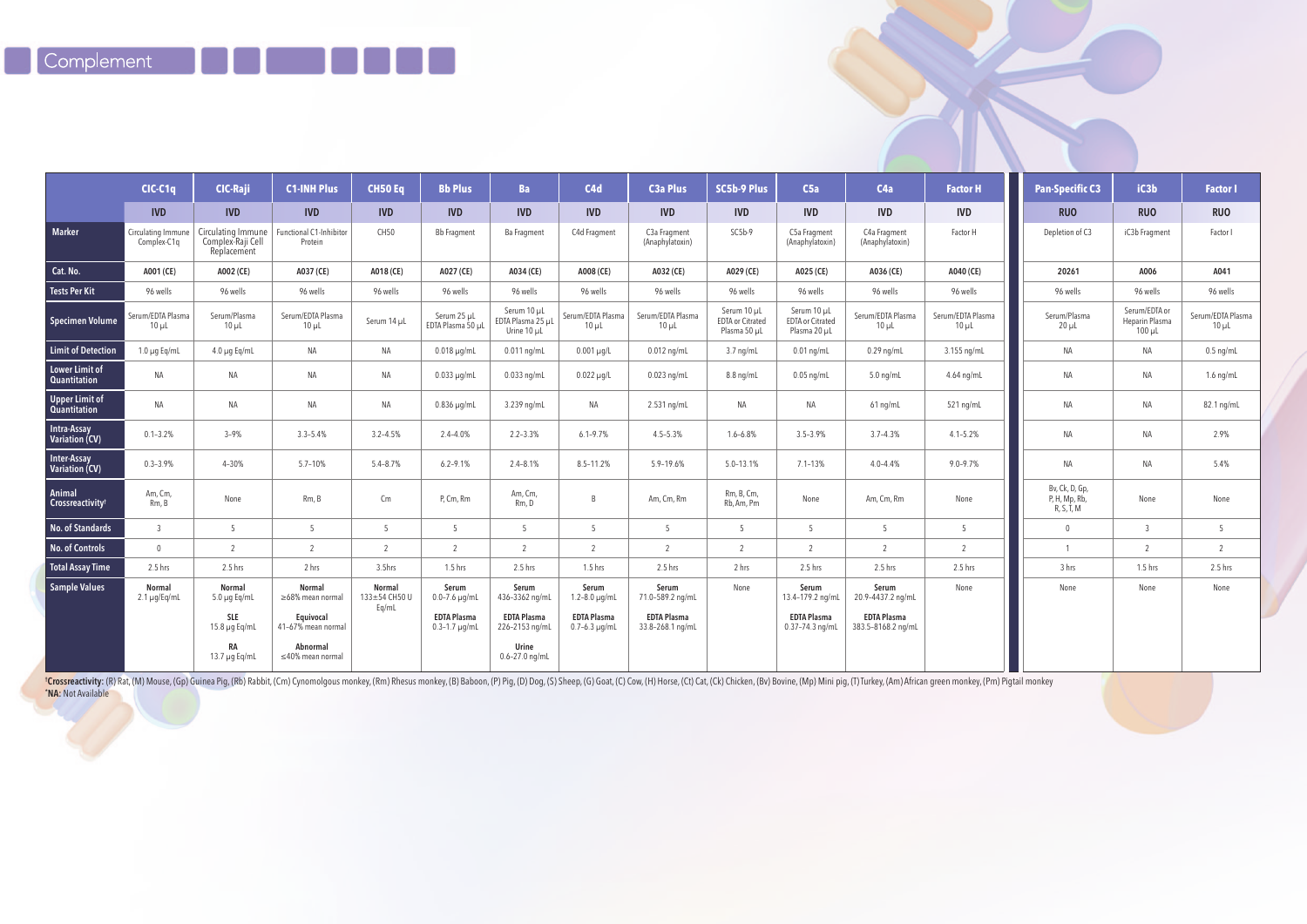# Complement

| | CIC-C1q | CIC-Raji | C1-INH Plus | CH50 Eq | Bb Plus | Ba | C4d | C3a Plus | SC5b-9 Plus | C5a | C4a | Factor H | Pan-Specific C3 | iC3b | Factor I |
|---|---|---|---|---|---|---|---|---|---|---|---|---|---|---|---|
| | IVD | IVD | IVD | IVD | IVD | IVD | IVD | IVD | IVD | IVD | IVD | IVD | RUO | RUO | RUO |
| Marker | Circulating Immune Complex-C1q | Circulating Immune Complex-Raji Cell Replacement | Functional C1-Inhibitor Protein | CH50 | Bb Fragment | Ba Fragment | C4d Fragment | C3a Fragment (Anaphylatoxin) | SC5b-9 | C5a Fragment (Anaphylatoxin) | C4a Fragment (Anaphylatoxin) | Factor H | Depletion of C3 | iC3b Fragment | Factor I |
| Cat. No. | A001 (CE) | A002 (CE) | A037 (CE) | A018 (CE) | A027 (CE) | A034 (CE) | A008 (CE) | A032 (CE) | A029 (CE) | A025 (CE) | A036 (CE) | A040 (CE) | 20261 | A006 | A041 |
| Tests Per Kit | 96 wells | 96 wells | 96 wells | 96 wells | 96 wells | 96 wells | 96 wells | 96 wells | 96 wells | 96 wells | 96 wells | 96 wells | 96 wells | 96 wells | 96 wells |
| Specimen Volume | Serum/EDTA Plasma 10 µL | Serum/Plasma 10 µL | Serum/EDTA Plasma 10 µL | Serum 14 µL | Serum 25 µL EDTA Plasma 50 µL | Serum 10 µL EDTA Plasma 25 µL Urine 10 µL | Serum/EDTA Plasma 10 µL | Serum/EDTA Plasma 10 µL | Serum 10 µL EDTA or Citrated Plasma 50 µL | Serum 10 µL EDTA or Citrated Plasma 20 µL | Serum/EDTA Plasma 10 µL | Serum/EDTA Plasma 10 µL | Serum/Plasma 20 µL | Serum/EDTA or Heparin Plasma 100 µL | Serum/EDTA Plasma 10 µL |
| Limit of Detection | 1.0 µg Eq/mL | 4.0 µg Eq/mL | NA | NA | 0.018 µg/mL | 0.011 ng/mL | 0.001 µg/L | 0.012 ng/mL | 3.7 ng/mL | 0.01 ng/mL | 0.29 ng/mL | 3.155 ng/mL | NA | NA | 0.5 ng/mL |
| Lower Limit of Quantitation | NA | NA | NA | NA | 0.033 µg/mL | 0.033 ng/mL | 0.022 µg/L | 0.023 ng/mL | 8.8 ng/mL | 0.05 ng/mL | 5.0 ng/mL | 4.64 ng/mL | NA | NA | 1.6 ng/mL |
| Upper Limit of Quantitation | NA | NA | NA | NA | 0.836 µg/mL | 3.239 ng/mL | NA | 2.531 ng/mL | NA | NA | 61 ng/mL | 521 ng/mL | NA | NA | 82.1 ng/mL |
| Intra-Assay Variation (CV) | 0.1–3.2% | 3–9% | 3.3–5.4% | 3.2–4.5% | 2.4–4.0% | 2.2–3.3% | 6.1–9.7% | 4.5–5.3% | 1.6–6.8% | 3.5–3.9% | 3.7–4.3% | 4.1–5.2% | NA | NA | 2.9% |
| Inter-Assay Variation (CV) | 0.3–3.9% | 4–30% | 5.7–10% | 5.4–8.7% | 6.2–9.1% | 2.4–8.1% | 8.5–11.2% | 5.9–19.6% | 5.0–13.1% | 7.1–13% | 4.0–4.4% | 9.0–9.7% | NA | NA | 5.4% |
| Animal Crossreactivity[†] | Am, Cm, Rm, B | None | Rm, B | Cm | P, Cm, Rm | Am, Cm, Rm, D | B | Am, Cm, Rm | Rm, B, Cm, Rb, Am, Pm | None | Am, Cm, Rm | None | Bv, Ck, D, Gp, P, H, Mp, Rb, R, S, T, M | None | None |
| No. of Standards | 3 | 5 | 5 | 5 | 5 | 5 | 5 | 5 | 5 | 5 | 5 | 5 | 0 | 3 | 5 |
| No. of Controls | 0 | 2 | 2 | 2 | 2 | 2 | 2 | 2 | 2 | 2 | 2 | 2 | 1 | 2 | 2 |
| Total Assay Time | 2.5 hrs | 2.5 hrs | 2 hrs | 3.5hrs | 1.5 hrs | 2.5 hrs | 1.5 hrs | 2.5 hrs | 2 hrs | 2.5 hrs | 2.5 hrs | 2.5 hrs | 3 hrs | 1.5 hrs | 2.5 hrs |
| Sample Values | **Normal** 2.1 µg/Eq/mL | **Normal** 5.0 µg Eq/mL **SLE** 15.8 µg Eq/mL **RA** 13.7 µg Eq/mL | **Normal** ≥68% mean normal **Equivocal** 41–67% mean normal **Abnormal** ≤40% mean normal | **Normal** 133±54 CH50 U Eq/mL | **Serum** 0.0–7.6 µg/mL **EDTA Plasma** 0.3–1.7 µg/mL | **Serum** 436–3362 ng/mL **EDTA Plasma** 226–2153 ng/mL **Urine** 0.6–27.0 ng/mL | **Serum** 1.2–8.0 µg/mL **EDTA Plasma** 0.7–6.3 µg/mL | **Serum** 71.0–589.2 ng/mL **EDTA Plasma** 33.8–268.1 ng/mL | None | **Serum** 13.4–179.2 ng/mL **EDTA Plasma** 0.37–74.3 ng/mL | **Serum** 20.9–4437.2 ng/mL **EDTA Plasma** 383.5–8168.2 ng/mL | None | None | None | None |

[†]**Crossreactivity:** (R) Rat, (M) Mouse, (Gp) Guinea Pig, (Rb) Rabbit, (Cm) Cynomolgous monkey, (Rm) Rhesus monkey, (B) Baboon, (P) Pig, (D) Dog, (S) Sheep, (G) Goat, (C) Cow, (H) Horse, (Ct) Cat, (Ck) Chicken, (Bv) Bovine, (Mp) Mini pig, (T) Turkey, (Am) African green monkey, (Pm) Pigtail monkey

[*]**NA:** Not Available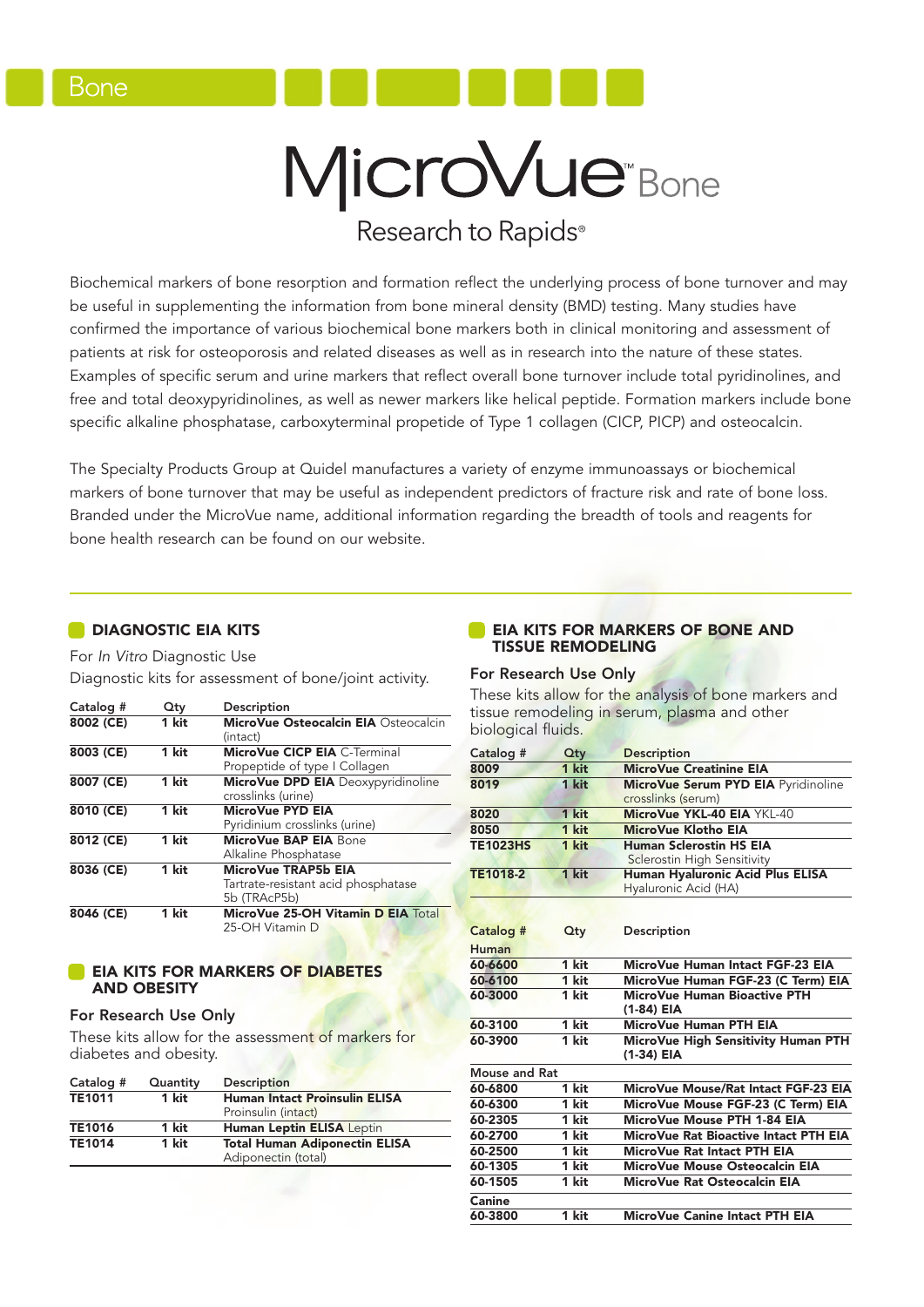Bone

# MicroVue™ Bone

Research to Rapids®

Biochemical markers of bone resorption and formation reflect the underlying process of bone turnover and may be useful in supplementing the information from bone mineral density (BMD) testing. Many studies have confirmed the importance of various biochemical bone markers both in clinical monitoring and assessment of patients at risk for osteoporosis and related diseases as well as in research into the nature of these states. Examples of specific serum and urine markers that reflect overall bone turnover include total pyridinolines, and free and total deoxypyridinolines, as well as newer markers like helical peptide. Formation markers include bone specific alkaline phosphatase, carboxyterminal propetide of Type 1 collagen (CICP, PICP) and osteocalcin.

The Specialty Products Group at Quidel manufactures a variety of enzyme immunoassays or biochemical markers of bone turnover that may be useful as independent predictors of fracture risk and rate of bone loss. Branded under the MicroVue name, additional information regarding the breadth of tools and reagents for bone health research can be found on our website.

## DIAGNOSTIC EIA KITS

For *In Vitro* Diagnostic Use

Diagnostic kits for assessment of bone/joint activity.

| Catalog # | Qty | Description |
|---|---|---|
| **8002 (CE)** | **1 kit** | **MicroVue Osteocalcin EIA** Osteocalcin (intact) |
| **8003 (CE)** | **1 kit** | **MicroVue CICP EIA** C-Terminal Propeptide of type I Collagen |
| **8007 (CE)** | **1 kit** | **MicroVue DPD EIA** Deoxypyridinoline crosslinks (urine) |
| **8010 (CE)** | **1 kit** | **MicroVue PYD EIA** Pyridinium crosslinks (urine) |
| **8012 (CE)** | **1 kit** | **MicroVue BAP EIA** Bone Alkaline Phosphatase |
| **8036 (CE)** | **1 kit** | **MicroVue TRAP5b EIA** Tartrate-resistant acid phosphatase 5b (TRAcP5b) |
| **8046 (CE)** | **1 kit** | **MicroVue 25-OH Vitamin D EIA** Total 25-OH Vitamin D |

## EIA KITS FOR MARKERS OF DIABETES AND OBESITY

For Research Use Only

These kits allow for the assessment of markers for diabetes and obesity.

| Catalog # | Quantity | Description |
|---|---|---|
| **TE1011** | **1 kit** | **Human Intact Proinsulin ELISA** Proinsulin (intact) |
| **TE1016** | **1 kit** | **Human Leptin ELISA** Leptin |
| **TE1014** | **1 kit** | **Total Human Adiponectin ELISA** Adiponectin (total) |

## EIA KITS FOR MARKERS OF BONE AND TISSUE REMODELING

For Research Use Only

These kits allow for the analysis of bone markers and tissue remodeling in serum, plasma and other biological fluids.

| Catalog # | Qty | Description |
|---|---|---|
| **8009** | **1 kit** | **MicroVue Creatinine EIA** |
| **8019** | **1 kit** | **MicroVue Serum PYD EIA** Pyridinoline crosslinks (serum) |
| **8020** | **1 kit** | **MicroVue YKL-40 EIA** YKL-40 |
| **8050** | **1 kit** | **MicroVue Klotho EIA** |
| **TE1023HS** | **1 kit** | **Human Sclerostin HS EIA** Sclerostin High Sensitivity |
| **TE1018-2** | **1 kit** | **Human Hyaluronic Acid Plus ELISA** Hyaluronic Acid (HA) |

| Catalog # | Qty | Description |
|---|---|---|
| **Human** | | |
| **60-6600** | **1 kit** | **MicroVue Human Intact FGF-23 EIA** |
| **60-6100** | **1 kit** | **MicroVue Human FGF-23 (C Term) EIA** |
| **60-3000** | **1 kit** | **MicroVue Human Bioactive PTH (1-84) EIA** |
| **60-3100** | **1 kit** | **MicroVue Human PTH EIA** |
| **60-3900** | **1 kit** | **MicroVue High Sensitivity Human PTH (1-34) EIA** |
| **Mouse and Rat** | | |
| **60-6800** | **1 kit** | **MicroVue Mouse/Rat Intact FGF-23 EIA** |
| **60-6300** | **1 kit** | **MicroVue Mouse FGF-23 (C Term) EIA** |
| **60-2305** | **1 kit** | **MicroVue Mouse PTH 1-84 EIA** |
| **60-2700** | **1 kit** | **MicroVue Rat Bioactive Intact PTH EIA** |
| **60-2500** | **1 kit** | **MicroVue Rat Intact PTH EIA** |
| **60-1305** | **1 kit** | **MicroVue Mouse Osteocalcin EIA** |
| **60-1505** | **1 kit** | **MicroVue Rat Osteocalcin EIA** |
| **Canine** | | |
| **60-3800** | **1 kit** | **MicroVue Canine Intact PTH EIA** |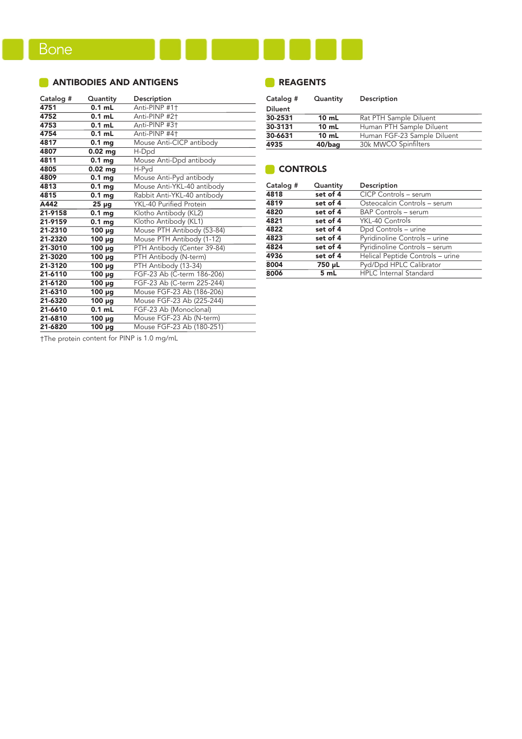# Bone

## ANTIBODIES AND ANTIGENS

| Catalog # | Quantity | Description |
|---|---|---|
| **4751** | **0.1 mL** | Anti-PINP #1† |
| **4752** | **0.1 mL** | Anti-PINP #2† |
| **4753** | **0.1 mL** | Anti-PINP #3† |
| **4754** | **0.1 mL** | Anti-PINP #4† |
| **4817** | **0.1 mg** | Mouse Anti-CICP antibody |
| **4807** | **0.02 mg** | H-Dpd |
| **4811** | **0.1 mg** | Mouse Anti-Dpd antibody |
| **4805** | **0.02 mg** | H-Pyd |
| **4809** | **0.1 mg** | Mouse Anti-Pyd antibody |
| **4813** | **0.1 mg** | Mouse Anti-YKL-40 antibody |
| **4815** | **0.1 mg** | Rabbit Anti-YKL-40 antibody |
| **A442** | **25 µg** | YKL-40 Purified Protein |
| **21-9158** | **0.1 mg** | Klotho Antibody (KL2) |
| **21-9159** | **0.1 mg** | Klotho Antibody (KL1) |
| **21-2310** | **100 µg** | Mouse PTH Antibody (53-84) |
| **21-2320** | **100 µg** | Mouse PTH Antibody (1-12) |
| **21-3010** | **100 µg** | PTH Antibody (Center 39-84) |
| **21-3020** | **100 µg** | PTH Antibody (N-term) |
| **21-3120** | **100 µg** | PTH Antibody (13-34) |
| **21-6110** | **100 µg** | FGF-23 Ab (C-term 186-206) |
| **21-6120** | **100 µg** | FGF-23 Ab (C-term 225-244) |
| **21-6310** | **100 µg** | Mouse FGF-23 Ab (186-206) |
| **21-6320** | **100 µg** | Mouse FGF-23 Ab (225-244) |
| **21-6610** | **0.1 mL** | FGF-23 Ab (Monoclonal) |
| **21-6810** | **100 µg** | Mouse FGF-23 Ab (N-term) |
| **21-6820** | **100 µg** | Mouse FGF-23 Ab (180-251) |

†The protein content for PINP is 1.0 mg/mL

## REAGENTS

| Catalog # | Quantity | Description |
|---|---|---|
| Diluent | | |
| **30-2531** | **10 mL** | Rat PTH Sample Diluent |
| **30-3131** | **10 mL** | Human PTH Sample Diluent |
| **30-6631** | **10 mL** | Human FGF-23 Sample Diluent |
| **4935** | **40/bag** | 30k MWCO Spinfilters |

## CONTROLS

| Catalog # | Quantity | Description |
|---|---|---|
| **4818** | **set of 4** | CICP Controls – serum |
| **4819** | **set of 4** | Osteocalcin Controls – serum |
| **4820** | **set of 4** | BAP Controls – serum |
| **4821** | **set of 4** | YKL-40 Controls |
| **4822** | **set of 4** | Dpd Controls – urine |
| **4823** | **set of 4** | Pyridinoline Controls – urine |
| **4824** | **set of 4** | Pyridinoline Controls – serum |
| **4936** | **set of 4** | Helical Peptide Controls – urine |
| **8004** | **750 µL** | Pyd/Dpd HPLC Calibrator |
| **8006** | **5 mL** | HPLC Internal Standard |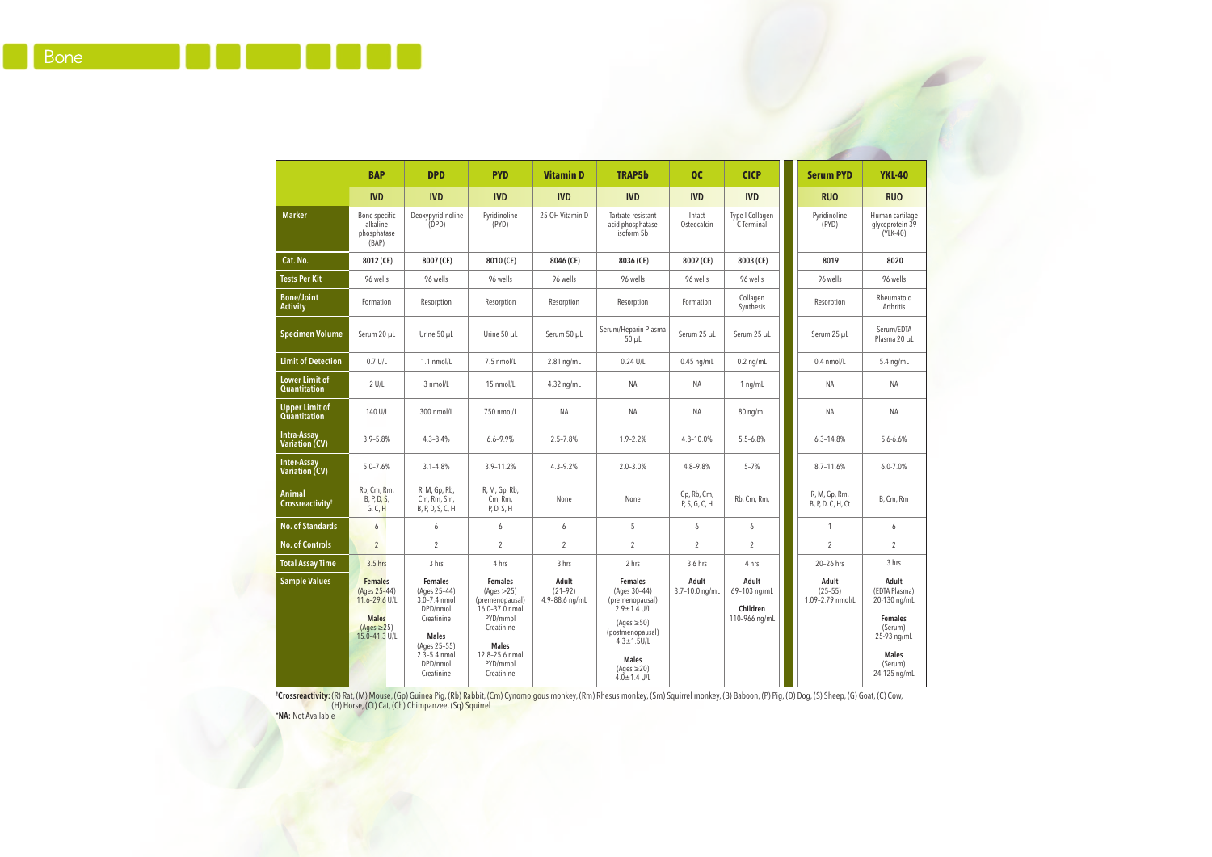# Bone

| | BAP | DPD | PYD | Vitamin D | TRAP5b | OC | CICP | Serum PYD | YKL-40 |
|---|---|---|---|---|---|---|---|---|---|
| | IVD | IVD | IVD | IVD | IVD | IVD | IVD | RUO | RUO |
| **Marker** | Bone specific alkaline phosphatase (BAP) | Deoxypyridinoline (DPD) | Pyridinoline (PYD) | 25-OH Vitamin D | Tartrate-resistant acid phosphatase isoform 5b | Intact Osteocalcin | Type I Collagen C-Terminal | Pyridinoline (PYD) | Human cartilage glycoprotein 39 (YLK-40) |
| **Cat. No.** | 8012 (CE) | 8007 (CE) | 8010 (CE) | 8046 (CE) | 8036 (CE) | 8002 (CE) | 8003 (CE) | 8019 | 8020 |
| **Tests Per Kit** | 96 wells | 96 wells | 96 wells | 96 wells | 96 wells | 96 wells | 96 wells | 96 wells | 96 wells |
| **Bone/Joint Activity** | Formation | Resorption | Resorption | Resorption | Resorption | Formation | Collagen Synthesis | Resorption | Rheumatoid Arthritis |
| **Specimen Volume** | Serum 20 µL | Urine 50 µL | Urine 50 µL | Serum 50 µL | Serum/Heparin Plasma 50 µL | Serum 25 µL | Serum 25 µL | Serum 25 µL | Serum/EDTA Plasma 20 µL |
| **Limit of Detection** | 0.7 U/L | 1.1 nmol/L | 7.5 nmol/L | 2.81 ng/mL | 0.24 U/L | 0.45 ng/mL | 0.2 ng/mL | 0.4 nmol/L | 5.4 ng/mL |
| **Lower Limit of Quantitation** | 2 U/L | 3 nmol/L | 15 nmol/L | 4.32 ng/mL | NA | NA | 1 ng/mL | NA | NA |
| **Upper Limit of Quantitation** | 140 U/L | 300 nmol/L | 750 nmol/L | NA | NA | NA | 80 ng/mL | NA | NA |
| **Intra-Assay Variation (CV)** | 3.9–5.8% | 4.3–8.4% | 6.6–9.9% | 2.5–7.8% | 1.9–2.2% | 4.8–10.0% | 5.5–6.8% | 6.3–14.8% | 5.6-6.6% |
| **Inter-Assay Variation (CV)** | 5.0–7.6% | 3.1–4.8% | 3.9–11.2% | 4.3–9.2% | 2.0–3.0% | 4.8–9.8% | 5–7% | 8.7–11.6% | 6.0-7.0% |
| **Animal Crossreactivity†** | Rb, Cm, Rm, B, P, D, S, G, C, H | R, M, Gp, Rb, Cm, Rm, Sm, B, P, D, S, C, H | R, M, Gp, Rb, Cm, Rm, P, D, S, H | None | None | Gp, Rb, Cm, P, S, G, C, H | Rb, Cm, Rm, | R, M, Gp, Rm, B, P, D, C, H, Ct | B, Cm, Rm |
| **No. of Standards** | 6 | 6 | 6 | 6 | 5 | 6 | 6 | 1 | 6 |
| **No. of Controls** | 2 | 2 | 2 | 2 | 2 | 2 | 2 | 2 | 2 |
| **Total Assay Time** | 3.5 hrs | 3 hrs | 4 hrs | 3 hrs | 2 hrs | 3.6 hrs | 4 hrs | 20–26 hrs | 3 hrs |
| **Sample Values** | **Females** (Ages 25–44) 11.6–29.6 U/L **Males** (Ages ≥25) 15.0–41.3 U/L | **Females** (Ages 25–44) 3.0–7.4 nmol DPD/nmol Creatinine **Males** (Ages 25–55) 2.3–5.4 nmol DPD/nmol Creatinine | **Females** (Ages >25) (premenopausal) 16.0–37.0 nmol PYD/mmol Creatinine **Males** 12.8–25.6 nmol PYD/mmol Creatinine | **Adult** (21–92) 4.9–88.6 ng/mL | **Females** (Ages 30–44) (premenopausal) 2.9±1.4 U/L (Ages ≥50) (postmenopausal) 4.3±1.5U/L **Males** (Ages ≥20) 4.0±1.4 U/L | **Adult** 3.7–10.0 ng/mL | **Adult** 69–103 ng/mL **Children** 110–966 ng/mL | **Adult** (25–55) 1.09–2.79 nmol/L | **Adult** (EDTA Plasma) 20-130 ng/mL **Females** (Serum) 25-93 ng/mL **Males** (Serum) 24-125 ng/mL |

†**Crossreactivity:** (R) Rat, (M) Mouse, (Gp) Guinea Pig, (Rb) Rabbit, (Cm) Cynomolgous monkey, (Rm) Rhesus monkey, (Sm) Squirrel monkey, (B) Baboon, (P) Pig, (D) Dog, (S) Sheep, (G) Goat, (C) Cow, (H) Horse, (Ct) Cat, (Ch) Chimpanzee, (Sq) Squirrel

*NA: Not Available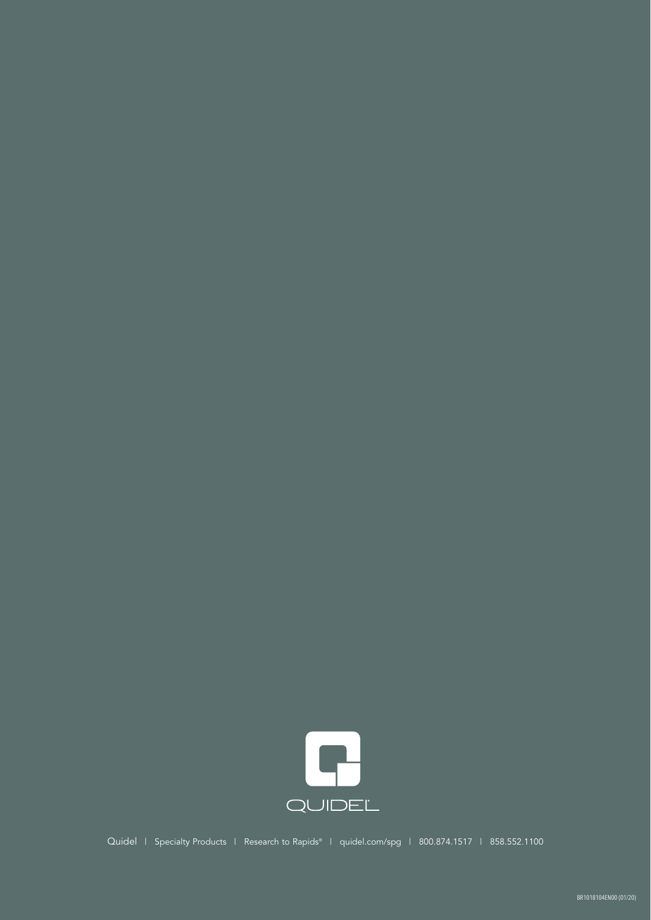QUIDEL

Quidel | Specialty Products | Research to Rapids® | quidel.com/spg | 800.874.1517 | 858.552.1100

BR1018104EN00 (01/20)